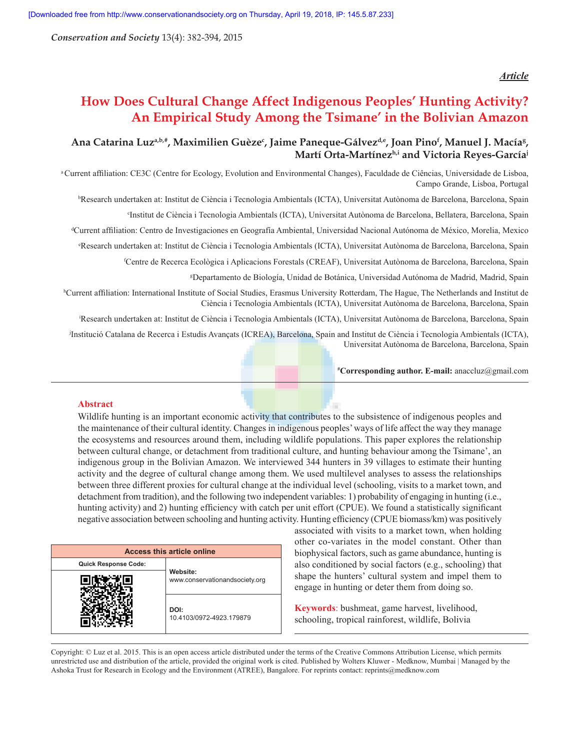*Article*

# How Does Cultural Change Affect Indigenous Peoples' Hunting Activity? An Empirical Study Among the Tsimane' in the Bolivian Amazon

**Ana Catarina Luz[a,b,#], Maximilien Guèze[c], Jaime Paneque-Gálvez[d,e], Joan Pino[f], Manuel J. Macía[g], Martí Orta-Martínez[h,i] and Victoria Reyes-García[j]**

[a] Current affiliation: CE3C (Centre for Ecology, Evolution and Environmental Changes), Faculdade de Ciências, Universidade de Lisboa, Campo Grande, Lisboa, Portugal

[b] Research undertaken at: Institut de Ciència i Tecnologia Ambientals (ICTA), Universitat Autònoma de Barcelona, Barcelona, Spain

[c] Institut de Ciència i Tecnologia Ambientals (ICTA), Universitat Autònoma de Barcelona, Bellatera, Barcelona, Spain

[d] Current affiliation: Centro de Investigaciones en Geografía Ambiental, Universidad Nacional Autónoma de México, Morelia, Mexico

[e] Research undertaken at: Institut de Ciència i Tecnologia Ambientals (ICTA), Universitat Autònoma de Barcelona, Barcelona, Spain

[f] Centre de Recerca Ecològica i Aplicacions Forestals (CREAF), Universitat Autònoma de Barcelona, Barcelona, Spain

[g] Departamento de Biología, Unidad de Botánica, Universidad Autónoma de Madrid, Madrid, Spain

[h] Current affiliation: International Institute of Social Studies, Erasmus University Rotterdam, The Hague, The Netherlands and Institut de Ciència i Tecnologia Ambientals (ICTA), Universitat Autònoma de Barcelona, Barcelona, Spain

[i] Research undertaken at: Institut de Ciència i Tecnologia Ambientals (ICTA), Universitat Autònoma de Barcelona, Barcelona, Spain

[j] Institució Catalana de Recerca i Estudis Avançats (ICREA), Barcelona, Spain and Institut de Ciència i Tecnologia Ambientals (ICTA), Universitat Autònoma de Barcelona, Barcelona, Spain

[#] **Corresponding author. E-mail:** anaccluz@gmail.com

## Abstract

Wildlife hunting is an important economic activity that contributes to the subsistence of indigenous peoples and the maintenance of their cultural identity. Changes in indigenous peoples' ways of life affect the way they manage the ecosystems and resources around them, including wildlife populations. This paper explores the relationship between cultural change, or detachment from traditional culture, and hunting behaviour among the Tsimane', an indigenous group in the Bolivian Amazon. We interviewed 344 hunters in 39 villages to estimate their hunting activity and the degree of cultural change among them. We used multilevel analyses to assess the relationships between three different proxies for cultural change at the individual level (schooling, visits to a market town, and detachment from tradition), and the following two independent variables: 1) probability of engaging in hunting (i.e., hunting activity) and 2) hunting efficiency with catch per unit effort (CPUE). We found a statistically significant negative association between schooling and hunting activity. Hunting efficiency (CPUE biomass/km) was positively associated with visits to a market town, when holding other co-variates in the model constant. Other than biophysical factors, such as game abundance, hunting is also conditioned by social factors (e.g., schooling) that shape the hunters' cultural system and impel them to engage in hunting or deter them from doing so.

**Keywords**: bushmeat, game harvest, livelihood, schooling, tropical rainforest, wildlife, Bolivia

| Access this article online | |
|---|---|
| Quick Response Code: | **Website:** www.conservationandsociety.org |
| | **DOI:** 10.4103/0972-4923.179879 |

Copyright: © Luz et al. 2015. This is an open access article distributed under the terms of the Creative Commons Attribution License, which permits unrestricted use and distribution of the article, provided the original work is cited. Published by Wolters Kluwer - Medknow, Mumbai | Managed by the Ashoka Trust for Research in Ecology and the Environment (ATREE), Bangalore. For reprints contact: reprints@medknow.com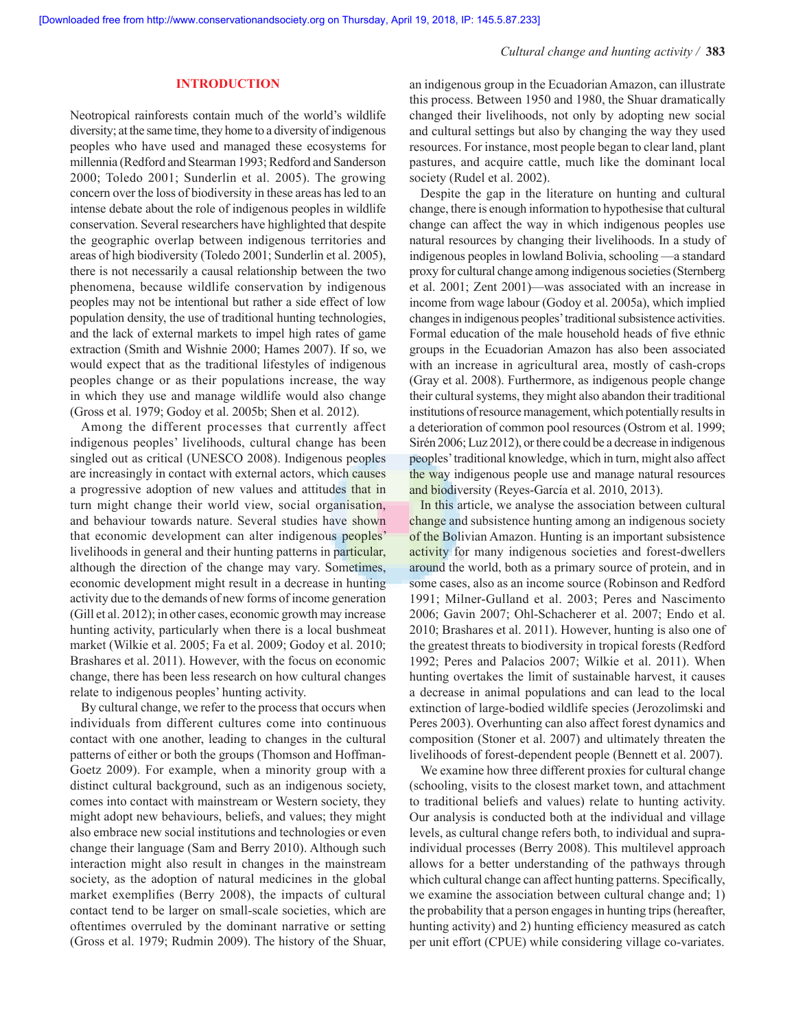## INTRODUCTION

Neotropical rainforests contain much of the world's wildlife diversity; at the same time, they home to a diversity of indigenous peoples who have used and managed these ecosystems for millennia (Redford and Stearman 1993; Redford and Sanderson 2000; Toledo 2001; Sunderlin et al. 2005). The growing concern over the loss of biodiversity in these areas has led to an intense debate about the role of indigenous peoples in wildlife conservation. Several researchers have highlighted that despite the geographic overlap between indigenous territories and areas of high biodiversity (Toledo 2001; Sunderlin et al. 2005), there is not necessarily a causal relationship between the two phenomena, because wildlife conservation by indigenous peoples may not be intentional but rather a side effect of low population density, the use of traditional hunting technologies, and the lack of external markets to impel high rates of game extraction (Smith and Wishnie 2000; Hames 2007). If so, we would expect that as the traditional lifestyles of indigenous peoples change or as their populations increase, the way in which they use and manage wildlife would also change (Gross et al. 1979; Godoy et al. 2005b; Shen et al. 2012).

Among the different processes that currently affect indigenous peoples' livelihoods, cultural change has been singled out as critical (UNESCO 2008). Indigenous peoples are increasingly in contact with external actors, which causes a progressive adoption of new values and attitudes that in turn might change their world view, social organisation, and behaviour towards nature. Several studies have shown that economic development can alter indigenous peoples' livelihoods in general and their hunting patterns in particular, although the direction of the change may vary. Sometimes, economic development might result in a decrease in hunting activity due to the demands of new forms of income generation (Gill et al. 2012); in other cases, economic growth may increase hunting activity, particularly when there is a local bushmeat market (Wilkie et al. 2005; Fa et al. 2009; Godoy et al. 2010; Brashares et al. 2011). However, with the focus on economic change, there has been less research on how cultural changes relate to indigenous peoples' hunting activity.

By cultural change, we refer to the process that occurs when individuals from different cultures come into continuous contact with one another, leading to changes in the cultural patterns of either or both the groups (Thomson and Hoffman-Goetz 2009). For example, when a minority group with a distinct cultural background, such as an indigenous society, comes into contact with mainstream or Western society, they might adopt new behaviours, beliefs, and values; they might also embrace new social institutions and technologies or even change their language (Sam and Berry 2010). Although such interaction might also result in changes in the mainstream society, as the adoption of natural medicines in the global market exemplifies (Berry 2008), the impacts of cultural contact tend to be larger on small-scale societies, which are oftentimes overruled by the dominant narrative or setting (Gross et al. 1979; Rudmin 2009). The history of the Shuar, an indigenous group in the Ecuadorian Amazon, can illustrate this process. Between 1950 and 1980, the Shuar dramatically changed their livelihoods, not only by adopting new social and cultural settings but also by changing the way they used resources. For instance, most people began to clear land, plant pastures, and acquire cattle, much like the dominant local society (Rudel et al. 2002).

Despite the gap in the literature on hunting and cultural change, there is enough information to hypothesise that cultural change can affect the way in which indigenous peoples use natural resources by changing their livelihoods. In a study of indigenous peoples in lowland Bolivia, schooling —a standard proxy for cultural change among indigenous societies (Sternberg et al. 2001; Zent 2001)—was associated with an increase in income from wage labour (Godoy et al. 2005a), which implied changes in indigenous peoples' traditional subsistence activities. Formal education of the male household heads of five ethnic groups in the Ecuadorian Amazon has also been associated with an increase in agricultural area, mostly of cash-crops (Gray et al. 2008). Furthermore, as indigenous people change their cultural systems, they might also abandon their traditional institutions of resource management, which potentially results in a deterioration of common pool resources (Ostrom et al. 1999; Sirén 2006; Luz 2012), or there could be a decrease in indigenous peoples' traditional knowledge, which in turn, might also affect the way indigenous people use and manage natural resources and biodiversity (Reyes-García et al. 2010, 2013).

In this article, we analyse the association between cultural change and subsistence hunting among an indigenous society of the Bolivian Amazon. Hunting is an important subsistence activity for many indigenous societies and forest-dwellers around the world, both as a primary source of protein, and in some cases, also as an income source (Robinson and Redford 1991; Milner-Gulland et al. 2003; Peres and Nascimento 2006; Gavin 2007; Ohl-Schacherer et al. 2007; Endo et al. 2010; Brashares et al. 2011). However, hunting is also one of the greatest threats to biodiversity in tropical forests (Redford 1992; Peres and Palacios 2007; Wilkie et al. 2011). When hunting overtakes the limit of sustainable harvest, it causes a decrease in animal populations and can lead to the local extinction of large-bodied wildlife species (Jerozolimski and Peres 2003). Overhunting can also affect forest dynamics and composition (Stoner et al. 2007) and ultimately threaten the livelihoods of forest-dependent people (Bennett et al. 2007).

We examine how three different proxies for cultural change (schooling, visits to the closest market town, and attachment to traditional beliefs and values) relate to hunting activity. Our analysis is conducted both at the individual and village levels, as cultural change refers both, to individual and supra-individual processes (Berry 2008). This multilevel approach allows for a better understanding of the pathways through which cultural change can affect hunting patterns. Specifically, we examine the association between cultural change and; 1) the probability that a person engages in hunting trips (hereafter, hunting activity) and 2) hunting efficiency measured as catch per unit effort (CPUE) while considering village co-variates.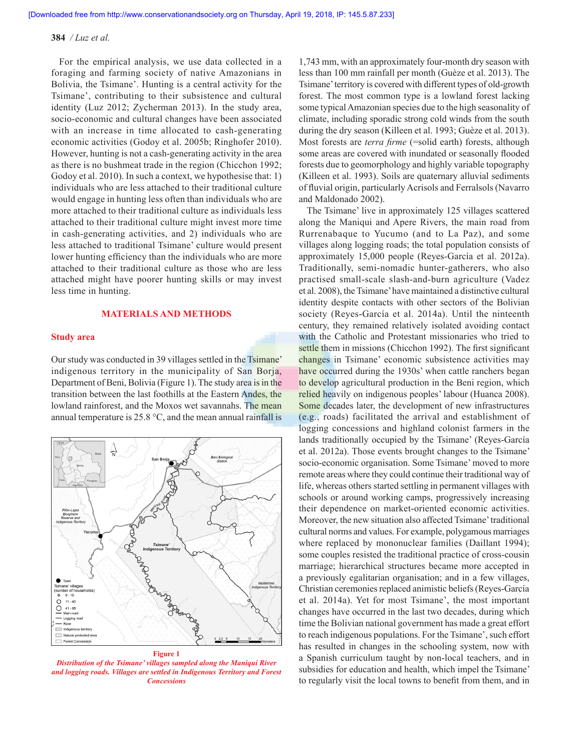For the empirical analysis, we use data collected in a foraging and farming society of native Amazonians in Bolivia, the Tsimane'. Hunting is a central activity for the Tsimane', contributing to their subsistence and cultural identity (Luz 2012; Zycherman 2013). In the study area, socio-economic and cultural changes have been associated with an increase in time allocated to cash-generating economic activities (Godoy et al. 2005b; Ringhofer 2010). However, hunting is not a cash-generating activity in the area as there is no bushmeat trade in the region (Chicchon 1992; Godoy et al. 2010). In such a context, we hypothesise that: 1) individuals who are less attached to their traditional culture would engage in hunting less often than individuals who are more attached to their traditional culture as individuals less attached to their traditional culture might invest more time in cash-generating activities, and 2) individuals who are less attached to traditional Tsimane' culture would present lower hunting efficiency than the individuals who are more attached to their traditional culture as those who are less attached might have poorer hunting skills or may invest less time in hunting.

## MATERIALS AND METHODS

### Study area

Our study was conducted in 39 villages settled in the Tsimane' indigenous territory in the municipality of San Borja, Department of Beni, Bolivia (Figure 1). The study area is in the transition between the last foothills at the Eastern Andes, the lowland rainforest, and the Moxos wet savannahs. The mean annual temperature is 25.8 °C, and the mean annual rainfall is 1,743 mm, with an approximately four-month dry season with less than 100 mm rainfall per month (Guèze et al. 2013). The Tsimane' territory is covered with different types of old-growth forest. The most common type is a lowland forest lacking some typical Amazonian species due to the high seasonality of climate, including sporadic strong cold winds from the south during the dry season (Killeen et al. 1993; Guèze et al. 2013). Most forests are *terra firme* (=solid earth) forests, although some areas are covered with inundated or seasonally flooded forests due to geomorphology and highly variable topography (Killeen et al. 1993). Soils are quaternary alluvial sediments of fluvial origin, particularly Acrisols and Ferralsols (Navarro and Maldonado 2002).

**Figure 1**
*Distribution of the Tsimane' villages sampled along the Maniqui River and logging roads. Villages are settled in Indigenous Territory and Forest Concessions*

The Tsimane' live in approximately 125 villages scattered along the Maniqui and Apere Rivers, the main road from Rurrenabaque to Yucumo (and to La Paz), and some villages along logging roads; the total population consists of approximately 15,000 people (Reyes-García et al. 2012a). Traditionally, semi-nomadic hunter-gatherers, who also practised small-scale slash-and-burn agriculture (Vadez et al. 2008), the Tsimane' have maintained a distinctive cultural identity despite contacts with other sectors of the Bolivian society (Reyes-García et al. 2014a). Until the ninteenth century, they remained relatively isolated avoiding contact with the Catholic and Protestant missionaries who tried to settle them in missions (Chicchon 1992). The first significant changes in Tsimane' economic subsistence activities may have occurred during the 1930s' when cattle ranchers began to develop agricultural production in the Beni region, which relied heavily on indigenous peoples' labour (Huanca 2008). Some decades later, the development of new infrastructures (e.g., roads) facilitated the arrival and establishment of logging concessions and highland colonist farmers in the lands traditionally occupied by the Tsimane' (Reyes-García et al. 2012a). Those events brought changes to the Tsimane' socio-economic organisation. Some Tsimane' moved to more remote areas where they could continue their traditional way of life, whereas others started settling in permanent villages with schools or around working camps, progressively increasing their dependence on market-oriented economic activities. Moreover, the new situation also affected Tsimane' traditional cultural norms and values. For example, polygamous marriages where replaced by mononuclear families (Daillant 1994); some couples resisted the traditional practice of cross-cousin marriage; hierarchical structures became more accepted in a previously egalitarian organisation; and in a few villages, Christian ceremonies replaced animistic beliefs (Reyes-García et al. 2014a). Yet for most Tsimane', the most important changes have occurred in the last two decades, during which time the Bolivian national government has made a great effort to reach indigenous populations. For the Tsimane', such effort has resulted in changes in the schooling system, now with a Spanish curriculum taught by non-local teachers, and in subsidies for education and health, which impel the Tsimane' to regularly visit the local towns to benefit from them, and in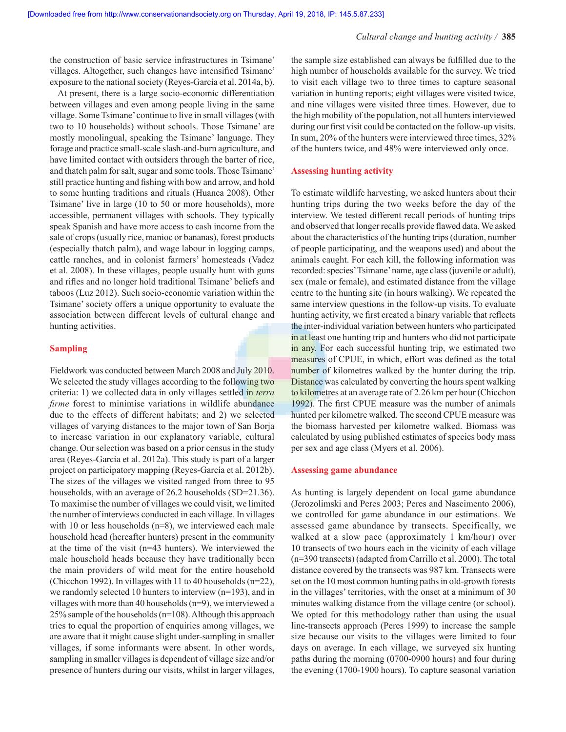the construction of basic service infrastructures in Tsimane' villages. Altogether, such changes have intensified Tsimane' exposure to the national society (Reyes-García et al. 2014a, b).

At present, there is a large socio-economic differentiation between villages and even among people living in the same village. Some Tsimane' continue to live in small villages (with two to 10 households) without schools. Those Tsimane' are mostly monolingual, speaking the Tsimane' language. They forage and practice small-scale slash-and-burn agriculture, and have limited contact with outsiders through the barter of rice, and thatch palm for salt, sugar and some tools. Those Tsimane' still practice hunting and fishing with bow and arrow, and hold to some hunting traditions and rituals (Huanca 2008). Other Tsimane' live in large (10 to 50 or more households), more accessible, permanent villages with schools. They typically speak Spanish and have more access to cash income from the sale of crops (usually rice, manioc or bananas), forest products (especially thatch palm), and wage labour in logging camps, cattle ranches, and in colonist farmers' homesteads (Vadez et al. 2008). In these villages, people usually hunt with guns and rifles and no longer hold traditional Tsimane' beliefs and taboos (Luz 2012). Such socio-economic variation within the Tsimane' society offers a unique opportunity to evaluate the association between different levels of cultural change and hunting activities.

## Sampling

Fieldwork was conducted between March 2008 and July 2010. We selected the study villages according to the following two criteria: 1) we collected data in only villages settled in *terra firme* forest to minimise variations in wildlife abundance due to the effects of different habitats; and 2) we selected villages of varying distances to the major town of San Borja to increase variation in our explanatory variable, cultural change. Our selection was based on a prior census in the study area (Reyes-García et al. 2012a). This study is part of a larger project on participatory mapping (Reyes-García et al. 2012b). The sizes of the villages we visited ranged from three to 95 households, with an average of 26.2 households (SD=21.36). To maximise the number of villages we could visit, we limited the number of interviews conducted in each village. In villages with 10 or less households (n=8), we interviewed each male household head (hereafter hunters) present in the community at the time of the visit (n=43 hunters). We interviewed the male household heads because they have traditionally been the main providers of wild meat for the entire household (Chicchon 1992). In villages with 11 to 40 households (n=22), we randomly selected 10 hunters to interview (n=193), and in villages with more than 40 households (n=9), we interviewed a 25% sample of the households (n=108). Although this approach tries to equal the proportion of enquiries among villages, we are aware that it might cause slight under-sampling in smaller villages, if some informants were absent. In other words, sampling in smaller villages is dependent of village size and/or presence of hunters during our visits, whilst in larger villages, the sample size established can always be fulfilled due to the high number of households available for the survey. We tried to visit each village two to three times to capture seasonal variation in hunting reports; eight villages were visited twice, and nine villages were visited three times. However, due to the high mobility of the population, not all hunters interviewed during our first visit could be contacted on the follow-up visits. In sum, 20% of the hunters were interviewed three times, 32% of the hunters twice, and 48% were interviewed only once.

## Assessing hunting activity

To estimate wildlife harvesting, we asked hunters about their hunting trips during the two weeks before the day of the interview. We tested different recall periods of hunting trips and observed that longer recalls provide flawed data. We asked about the characteristics of the hunting trips (duration, number of people participating, and the weapons used) and about the animals caught. For each kill, the following information was recorded: species' Tsimane' name, age class (juvenile or adult), sex (male or female), and estimated distance from the village centre to the hunting site (in hours walking). We repeated the same interview questions in the follow-up visits. To evaluate hunting activity, we first created a binary variable that reflects the inter-individual variation between hunters who participated in at least one hunting trip and hunters who did not participate in any. For each successful hunting trip, we estimated two measures of CPUE, in which, effort was defined as the total number of kilometres walked by the hunter during the trip. Distance was calculated by converting the hours spent walking to kilometres at an average rate of 2.26 km per hour (Chicchon 1992). The first CPUE measure was the number of animals hunted per kilometre walked. The second CPUE measure was the biomass harvested per kilometre walked. Biomass was calculated by using published estimates of species body mass per sex and age class (Myers et al. 2006).

## Assessing game abundance

As hunting is largely dependent on local game abundance (Jerozolimski and Peres 2003; Peres and Nascimento 2006), we controlled for game abundance in our estimations. We assessed game abundance by transects. Specifically, we walked at a slow pace (approximately 1 km/hour) over 10 transects of two hours each in the vicinity of each village (n=390 transects) (adapted from Carrillo et al. 2000). The total distance covered by the transects was 987 km. Transects were set on the 10 most common hunting paths in old-growth forests in the villages' territories, with the onset at a minimum of 30 minutes walking distance from the village centre (or school). We opted for this methodology rather than using the usual line-transects approach (Peres 1999) to increase the sample size because our visits to the villages were limited to four days on average. In each village, we surveyed six hunting paths during the morning (0700-0900 hours) and four during the evening (1700-1900 hours). To capture seasonal variation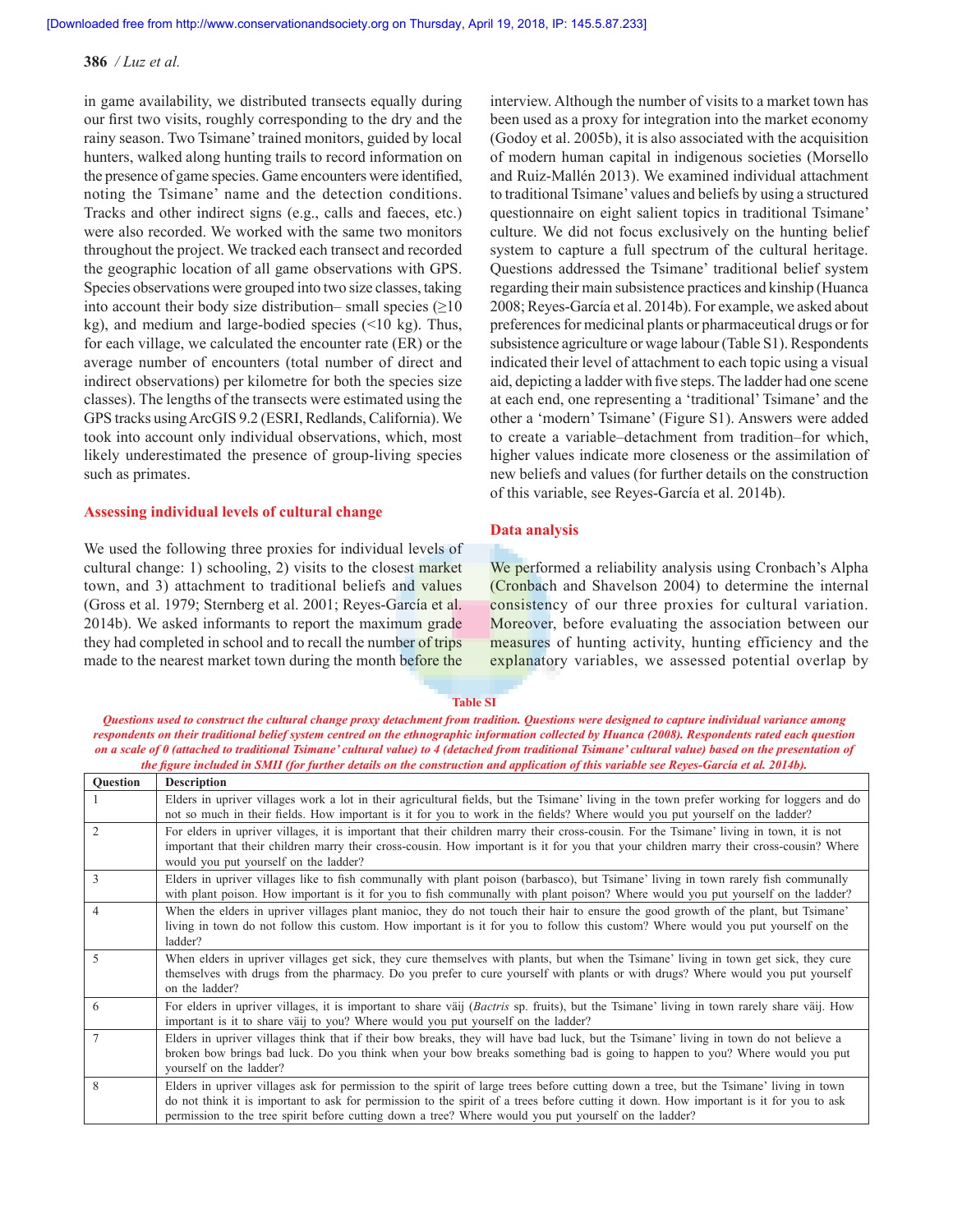in game availability, we distributed transects equally during our first two visits, roughly corresponding to the dry and the rainy season. Two Tsimane' trained monitors, guided by local hunters, walked along hunting trails to record information on the presence of game species. Game encounters were identified, noting the Tsimane' name and the detection conditions. Tracks and other indirect signs (e.g., calls and faeces, etc.) were also recorded. We worked with the same two monitors throughout the project. We tracked each transect and recorded the geographic location of all game observations with GPS. Species observations were grouped into two size classes, taking into account their body size distribution– small species (≥10 kg), and medium and large-bodied species (<10 kg). Thus, for each village, we calculated the encounter rate (ER) or the average number of encounters (total number of direct and indirect observations) per kilometre for both the species size classes). The lengths of the transects were estimated using the GPS tracks using ArcGIS 9.2 (ESRI, Redlands, California). We took into account only individual observations, which, most likely underestimated the presence of group-living species such as primates.

## Assessing individual levels of cultural change

We used the following three proxies for individual levels of cultural change: 1) schooling, 2) visits to the closest market town, and 3) attachment to traditional beliefs and values (Gross et al. 1979; Sternberg et al. 2001; Reyes-García et al. 2014b). We asked informants to report the maximum grade they had completed in school and to recall the number of trips made to the nearest market town during the month before the interview. Although the number of visits to a market town has been used as a proxy for integration into the market economy (Godoy et al. 2005b), it is also associated with the acquisition of modern human capital in indigenous societies (Morsello and Ruiz-Mallén 2013). We examined individual attachment to traditional Tsimane' values and beliefs by using a structured questionnaire on eight salient topics in traditional Tsimane' culture. We did not focus exclusively on the hunting belief system to capture a full spectrum of the cultural heritage. Questions addressed the Tsimane' traditional belief system regarding their main subsistence practices and kinship (Huanca 2008; Reyes-García et al. 2014b). For example, we asked about preferences for medicinal plants or pharmaceutical drugs or for subsistence agriculture or wage labour (Table S1). Respondents indicated their level of attachment to each topic using a visual aid, depicting a ladder with five steps. The ladder had one scene at each end, one representing a 'traditional' Tsimane' and the other a 'modern' Tsimane' (Figure S1). Answers were added to create a variable–detachment from tradition–for which, higher values indicate more closeness or the assimilation of new beliefs and values (for further details on the construction of this variable, see Reyes-García et al. 2014b).

## Data analysis

We performed a reliability analysis using Cronbach's Alpha (Cronbach and Shavelson 2004) to determine the internal consistency of our three proxies for cultural variation. Moreover, before evaluating the association between our measures of hunting activity, hunting efficiency and the explanatory variables, we assessed potential overlap by

**Table SI**

*Questions used to construct the cultural change proxy detachment from tradition. Questions were designed to capture individual variance among respondents on their traditional belief system centred on the ethnographic information collected by Huanca (2008). Respondents rated each question on a scale of 0 (attached to traditional Tsimane' cultural value) to 4 (detached from traditional Tsimane' cultural value) based on the presentation of the figure included in SMII (for further details on the construction and application of this variable see Reyes-García et al. 2014b).*

| Question | Description |
|---|---|
| 1 | Elders in upriver villages work a lot in their agricultural fields, but the Tsimane' living in the town prefer working for loggers and do not so much in their fields. How important is it for you to work in the fields? Where would you put yourself on the ladder? |
| 2 | For elders in upriver villages, it is important that their children marry their cross-cousin. For the Tsimane' living in town, it is not important that their children marry their cross-cousin. How important is it for you that your children marry their cross-cousin? Where would you put yourself on the ladder? |
| 3 | Elders in upriver villages like to fish communally with plant poison (barbasco), but Tsimane' living in town rarely fish communally with plant poison. How important is it for you to fish communally with plant poison? Where would you put yourself on the ladder? |
| 4 | When the elders in upriver villages plant manioc, they do not touch their hair to ensure the good growth of the plant, but Tsimane' living in town do not follow this custom. How important is it for you to follow this custom? Where would you put yourself on the ladder? |
| 5 | When elders in upriver villages get sick, they cure themselves with plants, but when the Tsimane' living in town get sick, they cure themselves with drugs from the pharmacy. Do you prefer to cure yourself with plants or with drugs? Where would you put yourself on the ladder? |
| 6 | For elders in upriver villages, it is important to share väij (*Bactris* sp. fruits), but the Tsimane' living in town rarely share väij. How important is it to share väij to you? Where would you put yourself on the ladder? |
| 7 | Elders in upriver villages think that if their bow breaks, they will have bad luck, but the Tsimane' living in town do not believe a broken bow brings bad luck. Do you think when your bow breaks something bad is going to happen to you? Where would you put yourself on the ladder? |
| 8 | Elders in upriver villages ask for permission to the spirit of large trees before cutting down a tree, but the Tsimane' living in town do not think it is important to ask for permission to the spirit of a trees before cutting it down. How important is it for you to ask permission to the tree spirit before cutting down a tree? Where would you put yourself on the ladder? |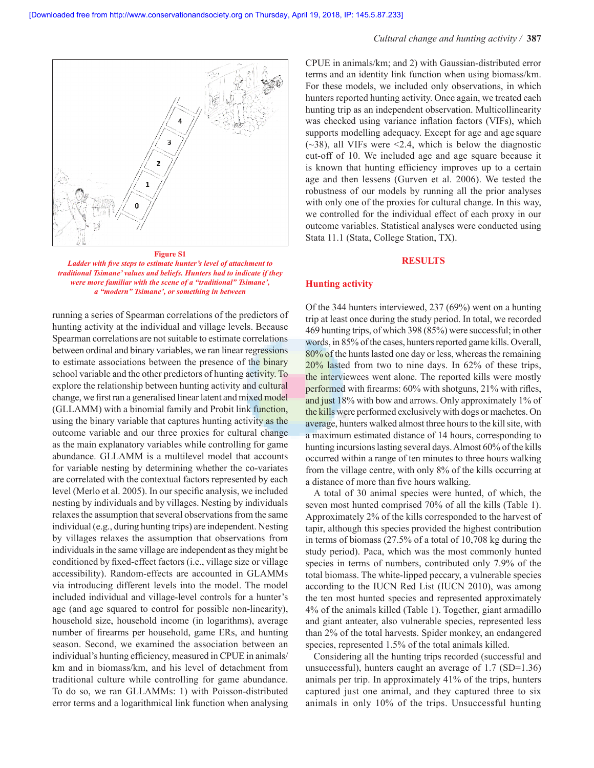**Figure S1**

*Ladder with five steps to estimate hunter's level of attachment to traditional Tsimane' values and beliefs. Hunters had to indicate if they were more familiar with the scene of a "traditional" Tsimane', a "modern" Tsimane', or something in between*

running a series of Spearman correlations of the predictors of hunting activity at the individual and village levels. Because Spearman correlations are not suitable to estimate correlations between ordinal and binary variables, we ran linear regressions to estimate associations between the presence of the binary school variable and the other predictors of hunting activity. To explore the relationship between hunting activity and cultural change, we first ran a generalised linear latent and mixed model (GLLAMM) with a binomial family and Probit link function, using the binary variable that captures hunting activity as the outcome variable and our three proxies for cultural change as the main explanatory variables while controlling for game abundance. GLLAMM is a multilevel model that accounts for variable nesting by determining whether the co-variates are correlated with the contextual factors represented by each level (Merlo et al. 2005). In our specific analysis, we included nesting by individuals and by villages. Nesting by individuals relaxes the assumption that several observations from the same individual (e.g., during hunting trips) are independent. Nesting by villages relaxes the assumption that observations from individuals in the same village are independent as they might be conditioned by fixed-effect factors (i.e., village size or village accessibility). Random-effects are accounted in GLAMMs via introducing different levels into the model. The model included individual and village-level controls for a hunter's age (and age squared to control for possible non-linearity), household size, household income (in logarithms), average number of firearms per household, game ERs, and hunting season. Second, we examined the association between an individual's hunting efficiency, measured in CPUE in animals/km and in biomass/km, and his level of detachment from traditional culture while controlling for game abundance. To do so, we ran GLLAMMs: 1) with Poisson-distributed error terms and a logarithmical link function when analysing CPUE in animals/km; and 2) with Gaussian-distributed error terms and an identity link function when using biomass/km. For these models, we included only observations, in which hunters reported hunting activity. Once again, we treated each hunting trip as an independent observation. Multicollinearity was checked using variance inflation factors (VIFs), which supports modelling adequacy. Except for age and age square (~38), all VIFs were <2.4, which is below the diagnostic cut-off of 10. We included age and age square because it is known that hunting efficiency improves up to a certain age and then lessens (Gurven et al. 2006). We tested the robustness of our models by running all the prior analyses with only one of the proxies for cultural change. In this way, we controlled for the individual effect of each proxy in our outcome variables. Statistical analyses were conducted using Stata 11.1 (Stata, College Station, TX).

## RESULTS

### Hunting activity

Of the 344 hunters interviewed, 237 (69%) went on a hunting trip at least once during the study period. In total, we recorded 469 hunting trips, of which 398 (85%) were successful; in other words, in 85% of the cases, hunters reported game kills. Overall, 80% of the hunts lasted one day or less, whereas the remaining 20% lasted from two to nine days. In 62% of these trips, the interviewees went alone. The reported kills were mostly performed with firearms: 60% with shotguns, 21% with rifles, and just 18% with bow and arrows. Only approximately 1% of the kills were performed exclusively with dogs or machetes. On average, hunters walked almost three hours to the kill site, with a maximum estimated distance of 14 hours, corresponding to hunting incursions lasting several days. Almost 60% of the kills occurred within a range of ten minutes to three hours walking from the village centre, with only 8% of the kills occurring at a distance of more than five hours walking.

A total of 30 animal species were hunted, of which, the seven most hunted comprised 70% of all the kills (Table 1). Approximately 2% of the kills corresponded to the harvest of tapir, although this species provided the highest contribution in terms of biomass (27.5% of a total of 10,708 kg during the study period). Paca, which was the most commonly hunted species in terms of numbers, contributed only 7.9% of the total biomass. The white-lipped peccary, a vulnerable species according to the IUCN Red List (IUCN 2010), was among the ten most hunted species and represented approximately 4% of the animals killed (Table 1). Together, giant armadillo and giant anteater, also vulnerable species, represented less than 2% of the total harvests. Spider monkey, an endangered species, represented 1.5% of the total animals killed.

Considering all the hunting trips recorded (successful and unsuccessful), hunters caught an average of 1.7 (SD=1.36) animals per trip. In approximately 41% of the trips, hunters captured just one animal, and they captured three to six animals in only 10% of the trips. Unsuccessful hunting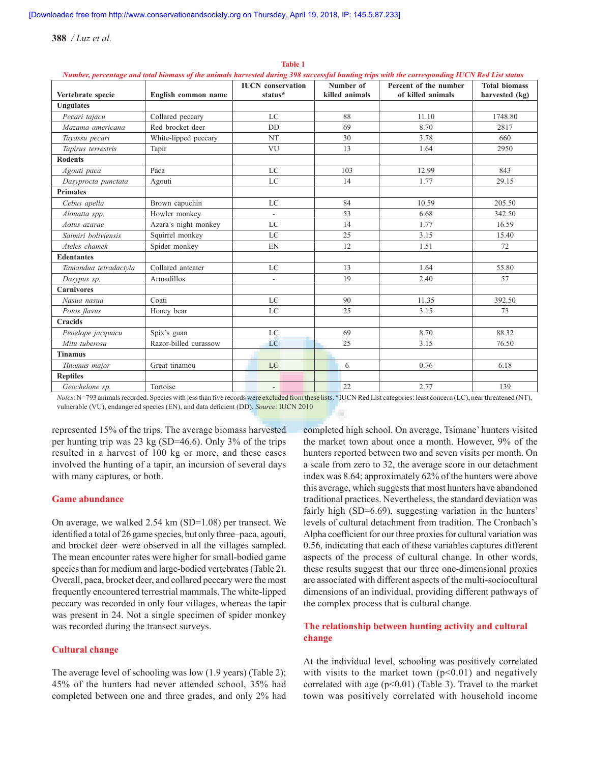**Table 1**

*Number, percentage and total biomass of the animals harvested during 398 successful hunting trips with the corresponding IUCN Red List status*

| Vertebrate specie | English common name | IUCN conservation status* | Number of killed animals | Percent of the number of killed animals | Total biomass harvested (kg) |
|---|---|---|---|---|---|
| **Ungulates** | | | | | |
| *Pecari tajacu* | Collared peccary | LC | 88 | 11.10 | 1748.80 |
| *Mazama americana* | Red brocket deer | DD | 69 | 8.70 | 2817 |
| *Tayassu pecari* | White-lipped peccary | NT | 30 | 3.78 | 660 |
| *Tapirus terrestris* | Tapir | VU | 13 | 1.64 | 2950 |
| **Rodents** | | | | | |
| *Agouti paca* | Paca | LC | 103 | 12.99 | 843 |
| *Dasyprocta punctata* | Agouti | LC | 14 | 1.77 | 29.15 |
| **Primates** | | | | | |
| *Cebus apella* | Brown capuchin | LC | 84 | 10.59 | 205.50 |
| *Alouatta spp.* | Howler monkey | - | 53 | 6.68 | 342.50 |
| *Aotus azarae* | Azara's night monkey | LC | 14 | 1.77 | 16.59 |
| *Saimiri boliviensis* | Squirrel monkey | LC | 25 | 3.15 | 15.40 |
| *Ateles chamek* | Spider monkey | EN | 12 | 1.51 | 72 |
| **Edentantes** | | | | | |
| *Tamandua tetradactyla* | Collared anteater | LC | 13 | 1.64 | 55.80 |
| *Dasypus sp.* | Armadillos | - | 19 | 2.40 | 57 |
| **Carnivores** | | | | | |
| *Nasua nasua* | Coati | LC | 90 | 11.35 | 392.50 |
| *Potos flavus* | Honey bear | LC | 25 | 3.15 | 73 |
| **Cracids** | | | | | |
| *Penelope jacquacu* | Spix's guan | LC | 69 | 8.70 | 88.32 |
| *Mitu tuberosa* | Razor-billed curassow | LC | 25 | 3.15 | 76.50 |
| **Tinamus** | | | | | |
| *Tinamus major* | Great tinamou | LC | 6 | 0.76 | 6.18 |
| **Reptiles** | | | | | |
| *Geochelone sp.* | Tortoise | - | 22 | 2.77 | 139 |

*Notes*: N=793 animals recorded. Species with less than five records were excluded from these lists. *IUCN Red List categories: least concern (LC), near threatened (NT), vulnerable (VU), endangered species (EN), and data deficient (DD). *Source*: IUCN 2010

represented 15% of the trips. The average biomass harvested per hunting trip was 23 kg (SD=46.6). Only 3% of the trips resulted in a harvest of 100 kg or more, and these cases involved the hunting of a tapir, an incursion of several days with many captures, or both.

## Game abundance

On average, we walked 2.54 km (SD=1.08) per transect. We identified a total of 26 game species, but only three–paca, agouti, and brocket deer–were observed in all the villages sampled. The mean encounter rates were higher for small-bodied game species than for medium and large-bodied vertebrates (Table 2). Overall, paca, brocket deer, and collared peccary were the most frequently encountered terrestrial mammals. The white-lipped peccary was recorded in only four villages, whereas the tapir was present in 24. Not a single specimen of spider monkey was recorded during the transect surveys.

## Cultural change

The average level of schooling was low (1.9 years) (Table 2); 45% of the hunters had never attended school, 35% had completed between one and three grades, and only 2% had completed high school. On average, Tsimane' hunters visited the market town about once a month. However, 9% of the hunters reported between two and seven visits per month. On a scale from zero to 32, the average score in our detachment index was 8.64; approximately 62% of the hunters were above this average, which suggests that most hunters have abandoned traditional practices. Nevertheless, the standard deviation was fairly high (SD=6.69), suggesting variation in the hunters' levels of cultural detachment from tradition. The Cronbach's Alpha coefficient for our three proxies for cultural variation was 0.56, indicating that each of these variables captures different aspects of the process of cultural change. In other words, these results suggest that our three one-dimensional proxies are associated with different aspects of the multi-sociocultural dimensions of an individual, providing different pathways of the complex process that is cultural change.

## The relationship between hunting activity and cultural change

At the individual level, schooling was positively correlated with visits to the market town ($p<0.01$) and negatively correlated with age ($p<0.01$) (Table 3). Travel to the market town was positively correlated with household income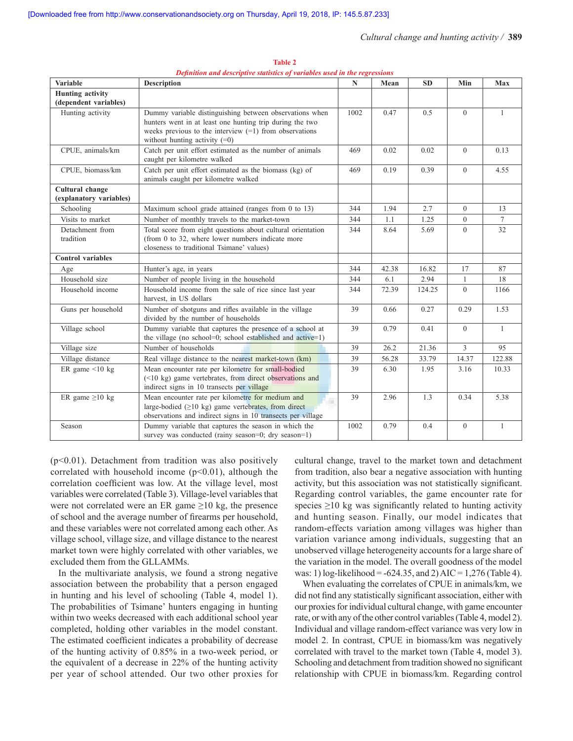**Table 2**

***Definition and descriptive statistics of variables used in the regressions***

| Variable | Description | N | Mean | SD | Min | Max |
|---|---|---|---|---|---|---|
| **Hunting activity (dependent variables)** | | | | | | |
| Hunting activity | Dummy variable distinguishing between observations when hunters went in at least one hunting trip during the two weeks previous to the interview (=1) from observations without hunting activity (=0) | 1002 | 0.47 | 0.5 | 0 | 1 |
| CPUE, animals/km | Catch per unit effort estimated as the number of animals caught per kilometre walked | 469 | 0.02 | 0.02 | 0 | 0.13 |
| CPUE, biomass/km | Catch per unit effort estimated as the biomass (kg) of animals caught per kilometre walked | 469 | 0.19 | 0.39 | 0 | 4.55 |
| **Cultural change (explanatory variables)** | | | | | | |
| Schooling | Maximum school grade attained (ranges from 0 to 13) | 344 | 1.94 | 2.7 | 0 | 13 |
| Visits to market | Number of monthly travels to the market-town | 344 | 1.1 | 1.25 | 0 | 7 |
| Detachment from tradition | Total score from eight questions about cultural orientation (from 0 to 32, where lower numbers indicate more closeness to traditional Tsimane' values) | 344 | 8.64 | 5.69 | 0 | 32 |
| **Control variables** | | | | | | |
| Age | Hunter's age, in years | 344 | 42.38 | 16.82 | 17 | 87 |
| Household size | Number of people living in the household | 344 | 6.1 | 2.94 | 1 | 18 |
| Household income | Household income from the sale of rice since last year harvest, in US dollars | 344 | 72.39 | 124.25 | 0 | 1166 |
| Guns per household | Number of shotguns and rifles available in the village divided by the number of households | 39 | 0.66 | 0.27 | 0.29 | 1.53 |
| Village school | Dummy variable that captures the presence of a school at the village (no school=0; school established and active=1) | 39 | 0.79 | 0.41 | 0 | 1 |
| Village size | Number of households | 39 | 26.2 | 21.36 | 3 | 95 |
| Village distance | Real village distance to the nearest market-town (km) | 39 | 56.28 | 33.79 | 14.37 | 122.88 |
| ER game <10 kg | Mean encounter rate per kilometre for small-bodied (<10 kg) game vertebrates, from direct observations and indirect signs in 10 transects per village | 39 | 6.30 | 1.95 | 3.16 | 10.33 |
| ER game ≥10 kg | Mean encounter rate per kilometre for medium and large-bodied (≥10 kg) game vertebrates, from direct observations and indirect signs in 10 transects per village | 39 | 2.96 | 1.3 | 0.34 | 5.38 |
| Season | Dummy variable that captures the season in which the survey was conducted (rainy season=0; dry season=1) | 1002 | 0.79 | 0.4 | 0 | 1 |

($p<0.01$). Detachment from tradition was also positively correlated with household income ($p<0.01$), although the correlation coefficient was low. At the village level, most variables were correlated (Table 3). Village-level variables that were not correlated were an ER game ≥10 kg, the presence of school and the average number of firearms per household, and these variables were not correlated among each other. As village school, village size, and village distance to the nearest market town were highly correlated with other variables, we excluded them from the GLLAMMs.

In the multivariate analysis, we found a strong negative association between the probability that a person engaged in hunting and his level of schooling (Table 4, model 1). The probabilities of Tsimane' hunters engaging in hunting within two weeks decreased with each additional school year completed, holding other variables in the model constant. The estimated coefficient indicates a probability of decrease of the hunting activity of 0.85% in a two-week period, or the equivalent of a decrease in 22% of the hunting activity per year of school attended. Our two other proxies for cultural change, travel to the market town and detachment from tradition, also bear a negative association with hunting activity, but this association was not statistically significant. Regarding control variables, the game encounter rate for species ≥10 kg was significantly related to hunting activity and hunting season. Finally, our model indicates that random-effects variation among villages was higher than variation variance among individuals, suggesting that an unobserved village heterogeneity accounts for a large share of the variation in the model. The overall goodness of the model was: 1) log-likelihood = -624.35, and 2) AIC = 1,276 (Table 4).

When evaluating the correlates of CPUE in animals/km, we did not find any statistically significant association, either with our proxies for individual cultural change, with game encounter rate, or with any of the other control variables (Table 4, model 2). Individual and village random-effect variance was very low in model 2. In contrast, CPUE in biomass/km was negatively correlated with travel to the market town (Table 4, model 3). Schooling and detachment from tradition showed no significant relationship with CPUE in biomass/km. Regarding control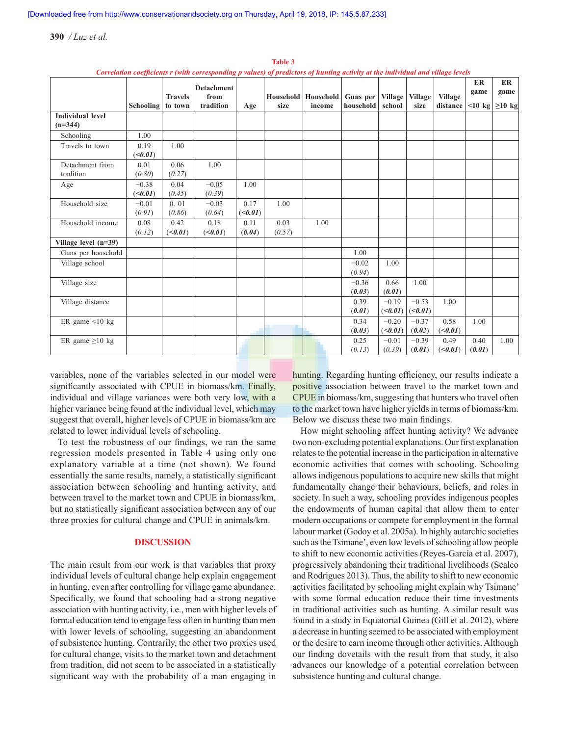**Table 3**

*Correlation coefficients r (with corresponding p values) of predictors of hunting activity at the individual and village levels*

| | Schooling | Travels to town | Detachment from tradition | Age | Household size | Household income | Guns per household | Village school | Village size | Village distance | ER game <10 kg | ER game ≥10 kg |
|---|---|---|---|---|---|---|---|---|---|---|---|---|
| **Individual level (n=344)** | | | | | | | | | | | | |
| Schooling | 1.00 | | | | | | | | | | | |
| Travels to town | 0.19 (***<0.01***) | 1.00 | | | | | | | | | | |
| Detachment from tradition | 0.01 (*0.80*) | 0.06 (*0.27*) | 1.00 | | | | | | | | | |
| Age | −0.38 (***<0.01***) | 0.04 (*0.45*) | −0.05 (*0.39*) | 1.00 | | | | | | | | |
| Household size | −0.01 (*0.91*) | 0. 01 (*0.86*) | −0.03 (*0.64*) | 0.17 (***<0.01***) | 1.00 | | | | | | | |
| Household income | 0.08 (*0.12*) | 0.42 (***<0.01***) | 0.18 (***<0.01***) | 0.11 (***0.04***) | 0.03 (*0.57*) | 1.00 | | | | | | |
| **Village level (n=39)** | | | | | | | | | | | | |
| Guns per household | | | | | | | 1.00 | | | | | |
| Village school | | | | | | | −0.02 (*0.94*) | 1.00 | | | | |
| Village size | | | | | | | −0.36 (***0.03***) | 0.66 (***0.01***) | 1.00 | | | |
| Village distance | | | | | | | 0.39 (***0.01***) | −0.19 (***<0.01***) | −0.53 (***<0.01***) | 1.00 | | |
| ER game <10 kg | | | | | | | 0.34 (***0.03***) | −0.20 (***<0.01***) | −0.37 (***0.02***) | 0.58 (***<0.01***) | 1.00 | |
| ER game ≥10 kg | | | | | | | 0.25 (*0.13*) | −0.01 (*0.39*) | −0.39 (***0.01***) | 0.49 (***<0.01***) | 0.40 (***0.01***) | 1.00 |

variables, none of the variables selected in our model were significantly associated with CPUE in biomass/km. Finally, individual and village variances were both very low, with a higher variance being found at the individual level, which may suggest that overall, higher levels of CPUE in biomass/km are related to lower individual levels of schooling.

To test the robustness of our findings, we ran the same regression models presented in Table 4 using only one explanatory variable at a time (not shown). We found essentially the same results, namely, a statistically significant association between schooling and hunting activity, and between travel to the market town and CPUE in biomass/km, but no statistically significant association between any of our three proxies for cultural change and CPUE in animals/km.

## DISCUSSION

The main result from our work is that variables that proxy individual levels of cultural change help explain engagement in hunting, even after controlling for village game abundance. Specifically, we found that schooling had a strong negative association with hunting activity, i.e., men with higher levels of formal education tend to engage less often in hunting than men with lower levels of schooling, suggesting an abandonment of subsistence hunting. Contrarily, the other two proxies used for cultural change, visits to the market town and detachment from tradition, did not seem to be associated in a statistically significant way with the probability of a man engaging in hunting. Regarding hunting efficiency, our results indicate a positive association between travel to the market town and CPUE in biomass/km, suggesting that hunters who travel often to the market town have higher yields in terms of biomass/km. Below we discuss these two main findings.

How might schooling affect hunting activity? We advance two non-excluding potential explanations. Our first explanation relates to the potential increase in the participation in alternative economic activities that comes with schooling. Schooling allows indigenous populations to acquire new skills that might fundamentally change their behaviours, beliefs, and roles in society. In such a way, schooling provides indigenous peoples the endowments of human capital that allow them to enter modern occupations or compete for employment in the formal labour market (Godoy et al. 2005a). In highly autarchic societies such as the Tsimane', even low levels of schooling allow people to shift to new economic activities (Reyes-García et al. 2007), progressively abandoning their traditional livelihoods (Scalco and Rodrigues 2013). Thus, the ability to shift to new economic activities facilitated by schooling might explain why Tsimane' with some formal education reduce their time investments in traditional activities such as hunting. A similar result was found in a study in Equatorial Guinea (Gill et al. 2012), where a decrease in hunting seemed to be associated with employment or the desire to earn income through other activities. Although our finding dovetails with the result from that study, it also advances our knowledge of a potential correlation between subsistence hunting and cultural change.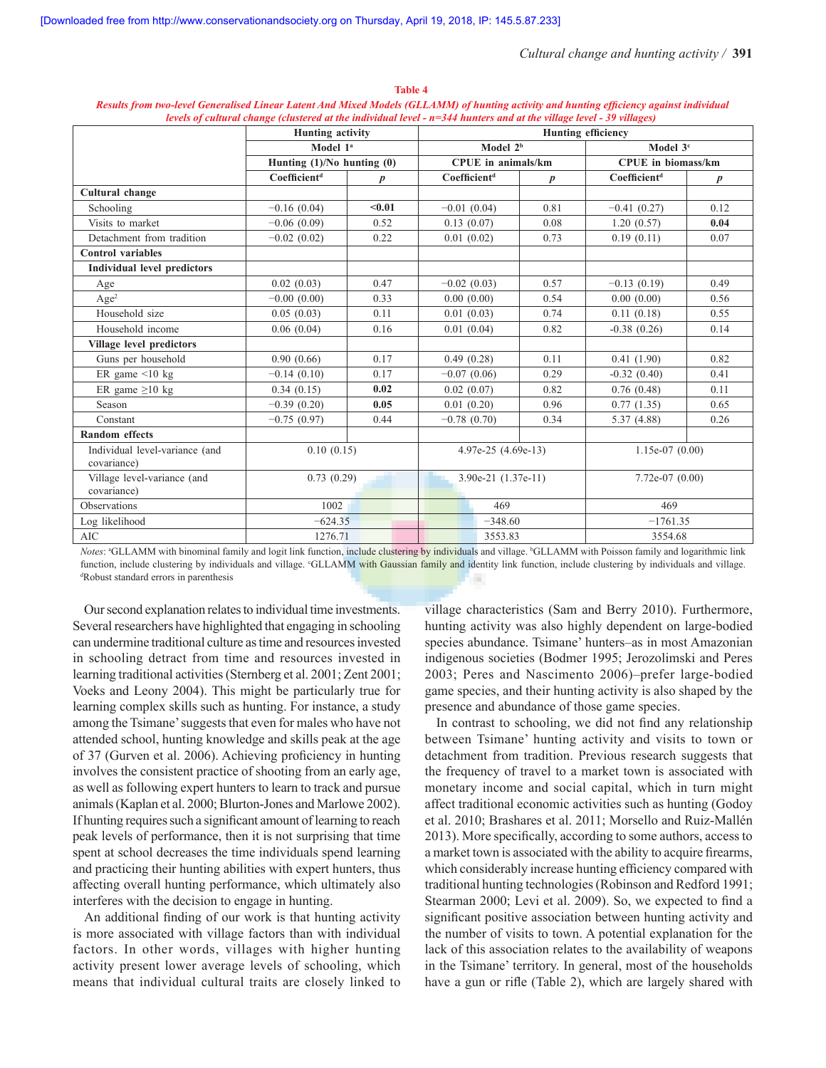**Table 4**

*Results from two-level Generalised Linear Latent And Mixed Models (GLLAMM) of hunting activity and hunting efficiency against individual levels of cultural change (clustered at the individual level - n=344 hunters and at the village level - 39 villages)*

| | Hunting activity | | Hunting efficiency | | | |
|---|---|---|---|---|---|---|
| | Model 1[a] | | Model 2[b] | | Model 3[c] | |
| | Hunting (1)/No hunting (0) | | CPUE in animals/km | | CPUE in biomass/km | |
| | Coefficient[d] | *p* | Coefficient[d] | *p* | Coefficient[d] | *p* |
| **Cultural change** | | | | | | |
| Schooling | −0.16 (0.04) | **<0.01** | −0.01 (0.04) | 0.81 | −0.41 (0.27) | 0.12 |
| Visits to market | −0.06 (0.09) | 0.52 | 0.13 (0.07) | 0.08 | 1.20 (0.57) | **0.04** |
| Detachment from tradition | −0.02 (0.02) | 0.22 | 0.01 (0.02) | 0.73 | 0.19 (0.11) | 0.07 |
| **Control variables** | | | | | | |
| **Individual level predictors** | | | | | | |
| Age | 0.02 (0.03) | 0.47 | −0.02 (0.03) | 0.57 | −0.13 (0.19) | 0.49 |
| Age² | −0.00 (0.00) | 0.33 | 0.00 (0.00) | 0.54 | 0.00 (0.00) | 0.56 |
| Household size | 0.05 (0.03) | 0.11 | 0.01 (0.03) | 0.74 | 0.11 (0.18) | 0.55 |
| Household income | 0.06 (0.04) | 0.16 | 0.01 (0.04) | 0.82 | -0.38 (0.26) | 0.14 |
| **Village level predictors** | | | | | | |
| Guns per household | 0.90 (0.66) | 0.17 | 0.49 (0.28) | 0.11 | 0.41 (1.90) | 0.82 |
| ER game <10 kg | −0.14 (0.10) | 0.17 | −0.07 (0.06) | 0.29 | -0.32 (0.40) | 0.41 |
| ER game ≥10 kg | 0.34 (0.15) | **0.02** | 0.02 (0.07) | 0.82 | 0.76 (0.48) | 0.11 |
| Season | −0.39 (0.20) | **0.05** | 0.01 (0.20) | 0.96 | 0.77 (1.35) | 0.65 |
| Constant | −0.75 (0.97) | 0.44 | −0.78 (0.70) | 0.34 | 5.37 (4.88) | 0.26 |
| **Random effects** | | | | | | |
| Individual level-variance (and covariance) | 0.10 (0.15) | | 4.97e-25 (4.69e-13) | | 1.15e-07 (0.00) | |
| Village level-variance (and covariance) | 0.73 (0.29) | | 3.90e-21 (1.37e-11) | | 7.72e-07 (0.00) | |
| Observations | 1002 | | 469 | | 469 | |
| Log likelihood | −624.35 | | −348.60 | | −1761.35 | |
| AIC | 1276.71 | | 3553.83 | | 3554.68 | |

*Notes*: [a]GLLAMM with binominal family and logit link function, include clustering by individuals and village. [b]GLLAMM with Poisson family and logarithmic link function, include clustering by individuals and village. [c]GLLAMM with Gaussian family and identity link function, include clustering by individuals and village. [d]Robust standard errors in parenthesis

Our second explanation relates to individual time investments. Several researchers have highlighted that engaging in schooling can undermine traditional culture as time and resources invested in schooling detract from time and resources invested in learning traditional activities (Sternberg et al. 2001; Zent 2001; Voeks and Leony 2004). This might be particularly true for learning complex skills such as hunting. For instance, a study among the Tsimane' suggests that even for males who have not attended school, hunting knowledge and skills peak at the age of 37 (Gurven et al. 2006). Achieving proficiency in hunting involves the consistent practice of shooting from an early age, as well as following expert hunters to learn to track and pursue animals (Kaplan et al. 2000; Blurton-Jones and Marlowe 2002). If hunting requires such a significant amount of learning to reach peak levels of performance, then it is not surprising that time spent at school decreases the time individuals spend learning and practicing their hunting abilities with expert hunters, thus affecting overall hunting performance, which ultimately also interferes with the decision to engage in hunting.

An additional finding of our work is that hunting activity is more associated with village factors than with individual factors. In other words, villages with higher hunting activity present lower average levels of schooling, which means that individual cultural traits are closely linked to village characteristics (Sam and Berry 2010). Furthermore, hunting activity was also highly dependent on large-bodied species abundance. Tsimane' hunters–as in most Amazonian indigenous societies (Bodmer 1995; Jerozolimski and Peres 2003; Peres and Nascimento 2006)–prefer large-bodied game species, and their hunting activity is also shaped by the presence and abundance of those game species.

In contrast to schooling, we did not find any relationship between Tsimane' hunting activity and visits to town or detachment from tradition. Previous research suggests that the frequency of travel to a market town is associated with monetary income and social capital, which in turn might affect traditional economic activities such as hunting (Godoy et al. 2010; Brashares et al. 2011; Morsello and Ruiz-Mallén 2013). More specifically, according to some authors, access to a market town is associated with the ability to acquire firearms, which considerably increase hunting efficiency compared with traditional hunting technologies (Robinson and Redford 1991; Stearman 2000; Levi et al. 2009). So, we expected to find a significant positive association between hunting activity and the number of visits to town. A potential explanation for the lack of this association relates to the availability of weapons in the Tsimane' territory. In general, most of the households have a gun or rifle (Table 2), which are largely shared with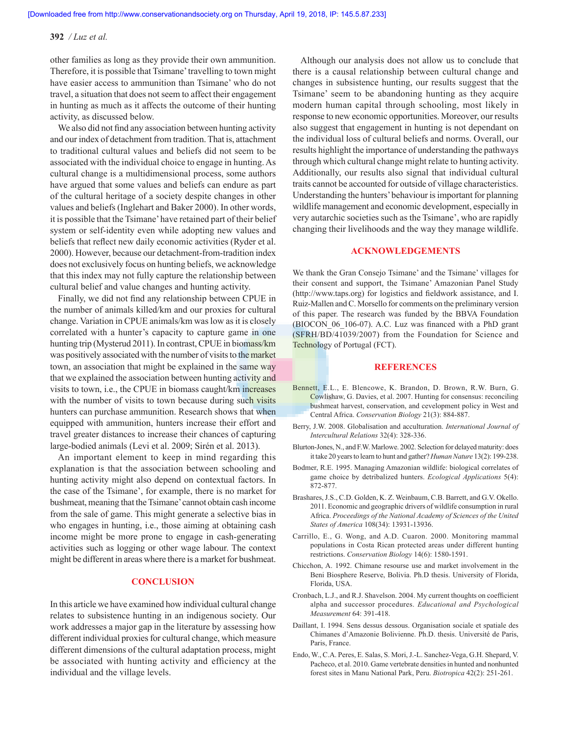other families as long as they provide their own ammunition. Therefore, it is possible that Tsimane' travelling to town might have easier access to ammunition than Tsimane' who do not travel, a situation that does not seem to affect their engagement in hunting as much as it affects the outcome of their hunting activity, as discussed below.

We also did not find any association between hunting activity and our index of detachment from tradition. That is, attachment to traditional cultural values and beliefs did not seem to be associated with the individual choice to engage in hunting. As cultural change is a multidimensional process, some authors have argued that some values and beliefs can endure as part of the cultural heritage of a society despite changes in other values and beliefs (Inglehart and Baker 2000). In other words, it is possible that the Tsimane' have retained part of their belief system or self-identity even while adopting new values and beliefs that reflect new daily economic activities (Ryder et al. 2000). However, because our detachment-from-tradition index does not exclusively focus on hunting beliefs, we acknowledge that this index may not fully capture the relationship between cultural belief and value changes and hunting activity.

Finally, we did not find any relationship between CPUE in the number of animals killed/km and our proxies for cultural change. Variation in CPUE animals/km was low as it is closely correlated with a hunter's capacity to capture game in one hunting trip (Mysterud 2011). In contrast, CPUE in biomass/km was positively associated with the number of visits to the market town, an association that might be explained in the same way that we explained the association between hunting activity and visits to town, i.e., the CPUE in biomass caught/km increases with the number of visits to town because during such visits hunters can purchase ammunition. Research shows that when equipped with ammunition, hunters increase their effort and travel greater distances to increase their chances of capturing large-bodied animals (Levi et al. 2009; Sirén et al. 2013).

An important element to keep in mind regarding this explanation is that the association between schooling and hunting activity might also depend on contextual factors. In the case of the Tsimane', for example, there is no market for bushmeat, meaning that the Tsimane' cannot obtain cash income from the sale of game. This might generate a selective bias in who engages in hunting, i.e., those aiming at obtaining cash income might be more prone to engage in cash-generating activities such as logging or other wage labour. The context might be different in areas where there is a market for bushmeat.

## CONCLUSION

In this article we have examined how individual cultural change relates to subsistence hunting in an indigenous society. Our work addresses a major gap in the literature by assessing how different individual proxies for cultural change, which measure different dimensions of the cultural adaptation process, might be associated with hunting activity and efficiency at the individual and the village levels.

Although our analysis does not allow us to conclude that there is a causal relationship between cultural change and changes in subsistence hunting, our results suggest that the Tsimane' seem to be abandoning hunting as they acquire modern human capital through schooling, most likely in response to new economic opportunities. Moreover, our results also suggest that engagement in hunting is not dependant on the individual loss of cultural beliefs and norms. Overall, our results highlight the importance of understanding the pathways through which cultural change might relate to hunting activity. Additionally, our results also signal that individual cultural traits cannot be accounted for outside of village characteristics. Understanding the hunters' behaviour is important for planning wildlife management and economic development, especially in very autarchic societies such as the Tsimane', who are rapidly changing their livelihoods and the way they manage wildlife.

## ACKNOWLEDGEMENTS

We thank the Gran Consejo Tsimane' and the Tsimane' villages for their consent and support, the Tsimane' Amazonian Panel Study (http://www.taps.org) for logistics and fieldwork assistance, and I. Ruiz-Mallen and C. Morsello for comments on the preliminary version of this paper. The research was funded by the BBVA Foundation (BIOCON_06_106-07). A.C. Luz was financed with a PhD grant (SFRH/BD/41039/2007) from the Foundation for Science and Technology of Portugal (FCT).

## REFERENCES

Bennett, E.L., E. Blencowe, K. Brandon, D. Brown, R.W. Burn, G. Cowlishaw, G. Davies, et al. 2007. Hunting for consensus: reconciling bushmeat harvest, conservation, and cevelopment policy in West and Central Africa. *Conservation Biology* 21(3): 884-887.

Berry, J.W. 2008. Globalisation and acculturation. *International Journal of Intercultural Relations* 32(4): 328-336.

Blurton-Jones, N., and F.W. Marlowe. 2002. Selection for delayed maturity: does it take 20 years to learn to hunt and gather? *Human Nature* 13(2): 199-238.

Bodmer, R.E. 1995. Managing Amazonian wildlife: biological correlates of game choice by detribalized hunters. *Ecological Applications* 5(4): 872-877.

Brashares, J.S., C.D. Golden, K. Z. Weinbaum, C.B. Barrett, and G.V. Okello. 2011. Economic and geographic drivers of wildlife consumption in rural Africa. *Proceedings of the National Academy of Sciences of the United States of America* 108(34): 13931-13936.

Carrillo, E., G. Wong, and A.D. Cuaron. 2000. Monitoring mammal populations in Costa Rican protected areas under different hunting restrictions. *Conservation Biology* 14(6): 1580-1591.

Chicchon, A. 1992. Chimane resourse use and market involvement in the Beni Biosphere Reserve, Bolivia. Ph.D thesis. University of Florida, Florida, USA.

Cronbach, L.J., and R.J. Shavelson. 2004. My current thoughts on coefficient alpha and successor procedures. *Educational and Psychological Measurement* 64: 391-418.

Daillant, I. 1994. Sens dessus dessous. Organisation sociale et spatiale des Chimanes d'Amazonie Bolivienne. Ph.D. thesis. Université de Paris, Paris, France.

Endo, W., C.A. Peres, E. Salas, S. Mori, J.-L. Sanchez-Vega, G.H. Shepard, V. Pacheco, et al. 2010. Game vertebrate densities in hunted and nonhunted forest sites in Manu National Park, Peru. *Biotropica* 42(2): 251-261.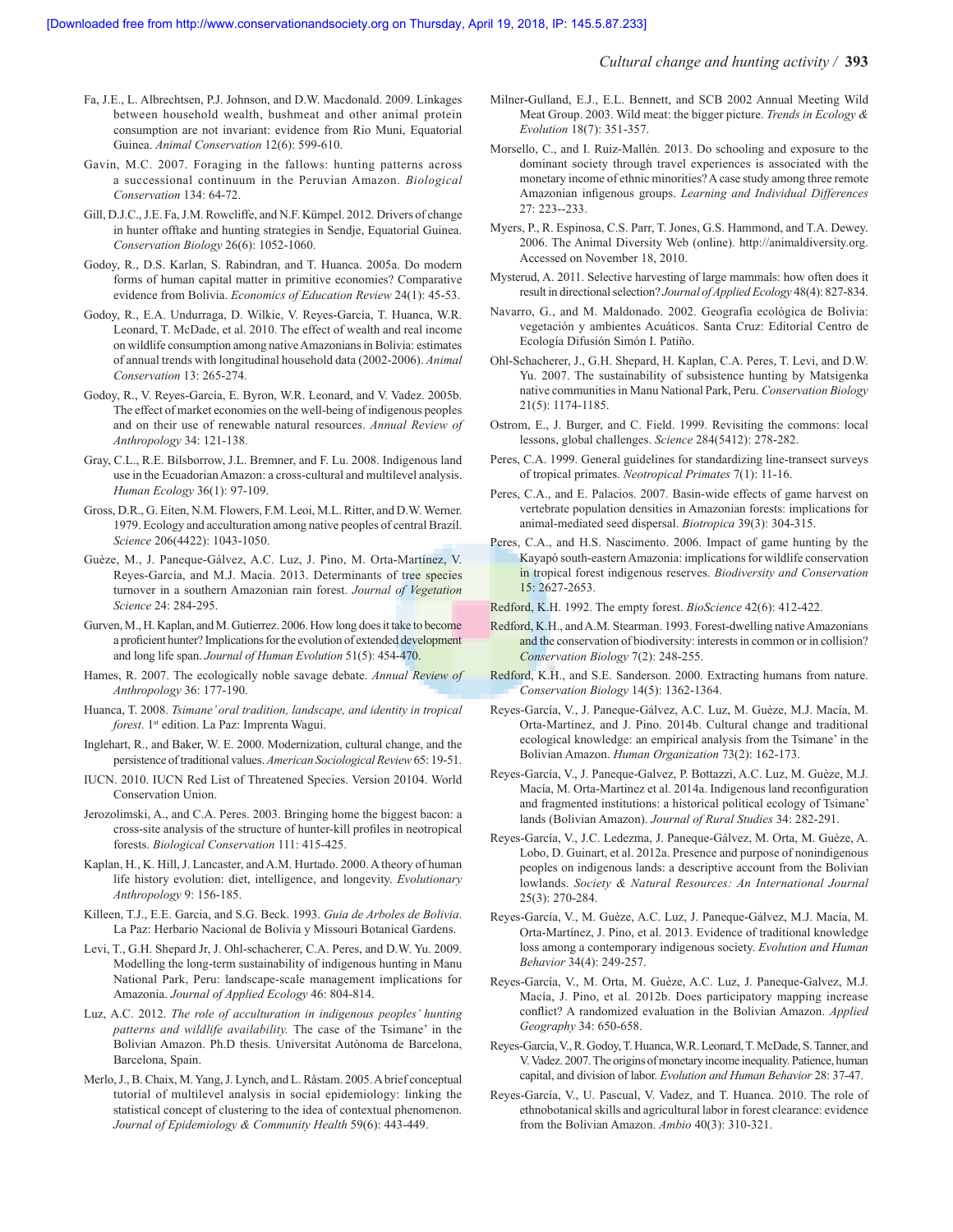Fa, J.E., L. Albrechtsen, P.J. Johnson, and D.W. Macdonald. 2009. Linkages between household wealth, bushmeat and other animal protein consumption are not invariant: evidence from Rio Muni, Equatorial Guinea. *Animal Conservation* 12(6): 599-610.

Gavin, M.C. 2007. Foraging in the fallows: hunting patterns across a successional continuum in the Peruvian Amazon. *Biological Conservation* 134: 64-72.

Gill, D.J.C., J.E. Fa, J.M. Rowcliffe, and N.F. Kümpel. 2012. Drivers of change in hunter offtake and hunting strategies in Sendje, Equatorial Guinea. *Conservation Biology* 26(6): 1052-1060.

Godoy, R., D.S. Karlan, S. Rabindran, and T. Huanca. 2005a. Do modern forms of human capital matter in primitive economies? Comparative evidence from Bolivia. *Economics of Education Review* 24(1): 45-53.

Godoy, R., E.A. Undurraga, D. Wilkie, V. Reyes-García, T. Huanca, W.R. Leonard, T. McDade, et al. 2010. The effect of wealth and real income on wildlife consumption among native Amazonians in Bolivia: estimates of annual trends with longitudinal household data (2002-2006). *Animal Conservation* 13: 265-274.

Godoy, R., V. Reyes-García, E. Byron, W.R. Leonard, and V. Vadez. 2005b. The effect of market economies on the well-being of indigenous peoples and on their use of renewable natural resources. *Annual Review of Anthropology* 34: 121-138.

Gray, C.L., R.E. Bilsborrow, J.L. Bremner, and F. Lu. 2008. Indigenous land use in the Ecuadorian Amazon: a cross-cultural and multilevel analysis. *Human Ecology* 36(1): 97-109.

Gross, D.R., G. Eiten, N.M. Flowers, F.M. Leoi, M.L. Ritter, and D.W. Werner. 1979. Ecology and acculturation among native peoples of central Brazil. *Science* 206(4422): 1043-1050.

Guèze, M., J. Paneque-Gálvez, A.C. Luz, J. Pino, M. Orta-Martínez, V. Reyes-García, and M.J. Macía. 2013. Determinants of tree species turnover in a southern Amazonian rain forest. *Journal of Vegetation Science* 24: 284-295.

Gurven, M., H. Kaplan, and M. Gutierrez. 2006. How long does it take to become a proficient hunter? Implications for the evolution of extended development and long life span. *Journal of Human Evolution* 51(5): 454-470.

Hames, R. 2007. The ecologically noble savage debate. *Annual Review of Anthropology* 36: 177-190.

Huanca, T. 2008. *Tsimane' oral tradition, landscape, and identity in tropical forest*. 1st edition. La Paz: Imprenta Wagui.

Inglehart, R., and Baker, W. E. 2000. Modernization, cultural change, and the persistence of traditional values. *American Sociological Review* 65: 19-51.

IUCN. 2010. IUCN Red List of Threatened Species. Version 20104. World Conservation Union.

Jerozolimski, A., and C.A. Peres. 2003. Bringing home the biggest bacon: a cross-site analysis of the structure of hunter-kill profiles in neotropical forests. *Biological Conservation* 111: 415-425.

Kaplan, H., K. Hill, J. Lancaster, and A.M. Hurtado. 2000. A theory of human life history evolution: diet, intelligence, and longevity. *Evolutionary Anthropology* 9: 156-185.

Killeen, T.J., E.E. Garcia, and S.G. Beck. 1993. *Guia de Arboles de Bolivia*. La Paz: Herbario Nacional de Bolivia y Missouri Botanical Gardens.

Levi, T., G.H. Shepard Jr, J. Ohl-schacherer, C.A. Peres, and D.W. Yu. 2009. Modelling the long-term sustainability of indigenous hunting in Manu National Park, Peru: landscape-scale management implications for Amazonia. *Journal of Applied Ecology* 46: 804-814.

Luz, A.C. 2012. *The role of acculturation in indigenous peoples' hunting patterns and wildlife availability.* The case of the Tsimane' in the Bolivian Amazon. Ph.D thesis. Universitat Autònoma de Barcelona, Barcelona, Spain.

Merlo, J., B. Chaix, M. Yang, J. Lynch, and L. Råstam. 2005. A brief conceptual tutorial of multilevel analysis in social epidemiology: linking the statistical concept of clustering to the idea of contextual phenomenon. *Journal of Epidemiology & Community Health* 59(6): 443-449.

Milner-Gulland, E.J., E.L. Bennett, and SCB 2002 Annual Meeting Wild Meat Group. 2003. Wild meat: the bigger picture. *Trends in Ecology & Evolution* 18(7): 351-357.

Morsello, C., and I. Ruiz-Mallén. 2013. Do schooling and exposure to the dominant society through travel experiences is associated with the monetary income of ethnic minorities? A case study among three remote Amazonian infigenous groups. *Learning and Individual Differences* 27: 223--233.

Myers, P., R. Espinosa, C.S. Parr, T. Jones, G.S. Hammond, and T.A. Dewey. 2006. The Animal Diversity Web (online). http://animaldiversity.org. Accessed on November 18, 2010.

Mysterud, A. 2011. Selective harvesting of large mammals: how often does it result in directional selection? *Journal of Applied Ecology* 48(4): 827-834.

Navarro, G., and M. Maldonado. 2002. Geografía ecológica de Bolivia: vegetación y ambientes Acuáticos. Santa Cruz: Editorial Centro de Ecología Difusión Simón I. Patiño.

Ohl-Schacherer, J., G.H. Shepard, H. Kaplan, C.A. Peres, T. Levi, and D.W. Yu. 2007. The sustainability of subsistence hunting by Matsigenka native communities in Manu National Park, Peru. *Conservation Biology* 21(5): 1174-1185.

Ostrom, E., J. Burger, and C. Field. 1999. Revisiting the commons: local lessons, global challenges. *Science* 284(5412): 278-282.

Peres, C.A. 1999. General guidelines for standardizing line-transect surveys of tropical primates. *Neotropical Primates* 7(1): 11-16.

Peres, C.A., and E. Palacios. 2007. Basin-wide effects of game harvest on vertebrate population densities in Amazonian forests: implications for animal-mediated seed dispersal. *Biotropica* 39(3): 304-315.

Peres, C.A., and H.S. Nascimento. 2006. Impact of game hunting by the Kayapó south-eastern Amazonia: implications for wildlife conservation in tropical forest indigenous reserves. *Biodiversity and Conservation* 15: 2627-2653.

Redford, K.H. 1992. The empty forest. *BioScience* 42(6): 412-422.

Redford, K.H., and A.M. Stearman. 1993. Forest-dwelling native Amazonians and the conservation of biodiversity: interests in common or in collision? *Conservation Biology* 7(2): 248-255.

Redford, K.H., and S.E. Sanderson. 2000. Extracting humans from nature. *Conservation Biology* 14(5): 1362-1364.

Reyes-García, V., J. Paneque-Gálvez, A.C. Luz, M. Guèze, M.J. Macía, M. Orta-Martínez, and J. Pino. 2014b. Cultural change and traditional ecological knowledge: an empirical analysis from the Tsimane' in the Bolivian Amazon. *Human Organization* 73(2): 162-173.

Reyes-García, V., J. Paneque-Galvez, P. Bottazzi, A.C. Luz, M. Guèze, M.J. Macía, M. Orta-Martinez et al. 2014a. Indigenous land reconfiguration and fragmented institutions: a historical political ecology of Tsimane' lands (Bolivian Amazon). *Journal of Rural Studies* 34: 282-291.

Reyes-García, V., J.C. Ledezma, J. Paneque-Gálvez, M. Orta, M. Guèze, A. Lobo, D. Guinart, et al. 2012a. Presence and purpose of nonindigenous peoples on indigenous lands: a descriptive account from the Bolivian lowlands. *Society & Natural Resources: An International Journal* 25(3): 270-284.

Reyes-García, V., M. Guèze, A.C. Luz, J. Paneque-Gálvez, M.J. Macía, M. Orta-Martínez, J. Pino, et al. 2013. Evidence of traditional knowledge loss among a contemporary indigenous society. *Evolution and Human Behavior* 34(4): 249-257.

Reyes-García, V., M. Orta, M. Guèze, A.C. Luz, J. Paneque-Galvez, M.J. Macía, J. Pino, et al. 2012b. Does participatory mapping increase conflict? A randomized evaluation in the Bolivian Amazon. *Applied Geography* 34: 650-658.

Reyes-García, V., R. Godoy, T. Huanca, W.R. Leonard, T. McDade, S. Tanner, and V. Vadez. 2007. The origins of monetary income inequality. Patience, human capital, and division of labor. *Evolution and Human Behavior* 28: 37-47.

Reyes-García, V., U. Pascual, V. Vadez, and T. Huanca. 2010. The role of ethnobotanical skills and agricultural labor in forest clearance: evidence from the Bolivian Amazon. *Ambio* 40(3): 310-321.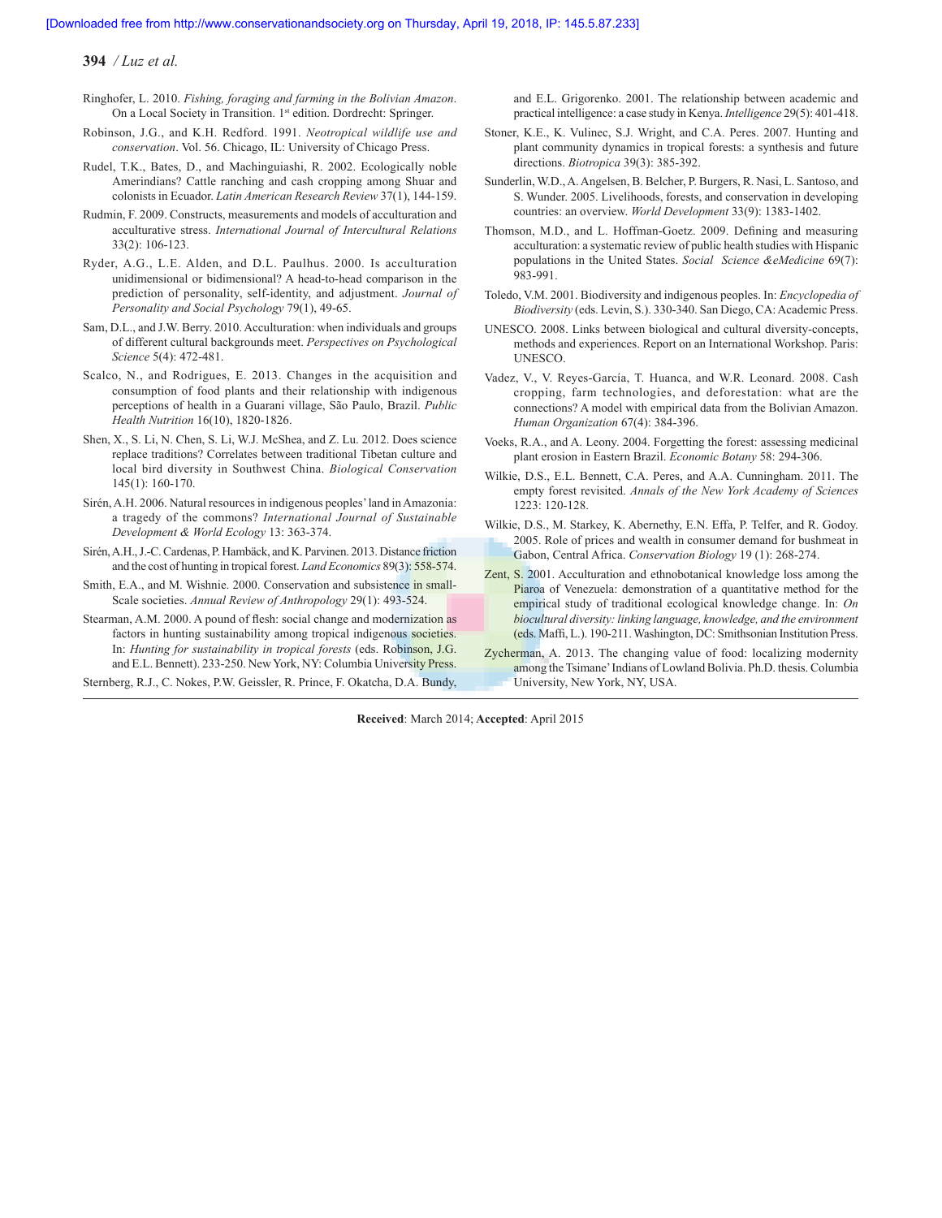Ringhofer, L. 2010. *Fishing, foraging and farming in the Bolivian Amazon*. On a Local Society in Transition. 1st edition. Dordrecht: Springer.

Robinson, J.G., and K.H. Redford. 1991. *Neotropical wildlife use and conservation*. Vol. 56. Chicago, IL: University of Chicago Press.

Rudel, T.K., Bates, D., and Machinguiashi, R. 2002. Ecologically noble Amerindians? Cattle ranching and cash cropping among Shuar and colonists in Ecuador. *Latin American Research Review* 37(1), 144-159.

Rudmin, F. 2009. Constructs, measurements and models of acculturation and acculturative stress. *International Journal of Intercultural Relations* 33(2): 106-123.

Ryder, A.G., L.E. Alden, and D.L. Paulhus. 2000. Is acculturation unidimensional or bidimensional? A head-to-head comparison in the prediction of personality, self-identity, and adjustment. *Journal of Personality and Social Psychology* 79(1), 49-65.

Sam, D.L., and J.W. Berry. 2010. Acculturation: when individuals and groups of different cultural backgrounds meet. *Perspectives on Psychological Science* 5(4): 472-481.

Scalco, N., and Rodrigues, E. 2013. Changes in the acquisition and consumption of food plants and their relationship with indigenous perceptions of health in a Guarani village, São Paulo, Brazil. *Public Health Nutrition* 16(10), 1820-1826.

Shen, X., S. Li, N. Chen, S. Li, W.J. McShea, and Z. Lu. 2012. Does science replace traditions? Correlates between traditional Tibetan culture and local bird diversity in Southwest China. *Biological Conservation* 145(1): 160-170.

Sirén, A.H. 2006. Natural resources in indigenous peoples' land in Amazonia: a tragedy of the commons? *International Journal of Sustainable Development & World Ecology* 13: 363-374.

Sirén, A.H., J.-C. Cardenas, P. Hambäck, and K. Parvinen. 2013. Distance friction and the cost of hunting in tropical forest. *Land Economics* 89(3): 558-574.

Smith, E.A., and M. Wishnie. 2000. Conservation and subsistence in small-Scale societies. *Annual Review of Anthropology* 29(1): 493-524.

Stearman, A.M. 2000. A pound of flesh: social change and modernization as factors in hunting sustainability among tropical indigenous societies. In: *Hunting for sustainability in tropical forests* (eds. Robinson, J.G. and E.L. Bennett). 233-250. New York, NY: Columbia University Press.

Sternberg, R.J., C. Nokes, P.W. Geissler, R. Prince, F. Okatcha, D.A. Bundy, and E.L. Grigorenko. 2001. The relationship between academic and practical intelligence: a case study in Kenya. *Intelligence* 29(5): 401-418.

Stoner, K.E., K. Vulinec, S.J. Wright, and C.A. Peres. 2007. Hunting and plant community dynamics in tropical forests: a synthesis and future directions. *Biotropica* 39(3): 385-392.

Sunderlin, W.D., A. Angelsen, B. Belcher, P. Burgers, R. Nasi, L. Santoso, and S. Wunder. 2005. Livelihoods, forests, and conservation in developing countries: an overview. *World Development* 33(9): 1383-1402.

Thomson, M.D., and L. Hoffman-Goetz. 2009. Defining and measuring acculturation: a systematic review of public health studies with Hispanic populations in the United States. *Social Science &eMedicine* 69(7): 983-991.

Toledo, V.M. 2001. Biodiversity and indigenous peoples. In: *Encyclopedia of Biodiversity* (eds. Levin, S.). 330-340. San Diego, CA: Academic Press.

UNESCO. 2008. Links between biological and cultural diversity-concepts, methods and experiences. Report on an International Workshop. Paris: UNESCO.

Vadez, V., V. Reyes-García, T. Huanca, and W.R. Leonard. 2008. Cash cropping, farm technologies, and deforestation: what are the connections? A model with empirical data from the Bolivian Amazon. *Human Organization* 67(4): 384-396.

Voeks, R.A., and A. Leony. 2004. Forgetting the forest: assessing medicinal plant erosion in Eastern Brazil. *Economic Botany* 58: 294-306.

Wilkie, D.S., E.L. Bennett, C.A. Peres, and A.A. Cunningham. 2011. The empty forest revisited. *Annals of the New York Academy of Sciences* 1223: 120-128.

Wilkie, D.S., M. Starkey, K. Abernethy, E.N. Effa, P. Telfer, and R. Godoy. 2005. Role of prices and wealth in consumer demand for bushmeat in Gabon, Central Africa. *Conservation Biology* 19 (1): 268-274.

Zent, S. 2001. Acculturation and ethnobotanical knowledge loss among the Piaroa of Venezuela: demonstration of a quantitative method for the empirical study of traditional ecological knowledge change. In: *On biocultural diversity: linking language, knowledge, and the environment* (eds. Maffi, L.). 190-211. Washington, DC: Smithsonian Institution Press.

Zycherman, A. 2013. The changing value of food: localizing modernity among the Tsimane' Indians of Lowland Bolivia. Ph.D. thesis. Columbia University, New York, NY, USA.

**Received**: March 2014; **Accepted**: April 2015